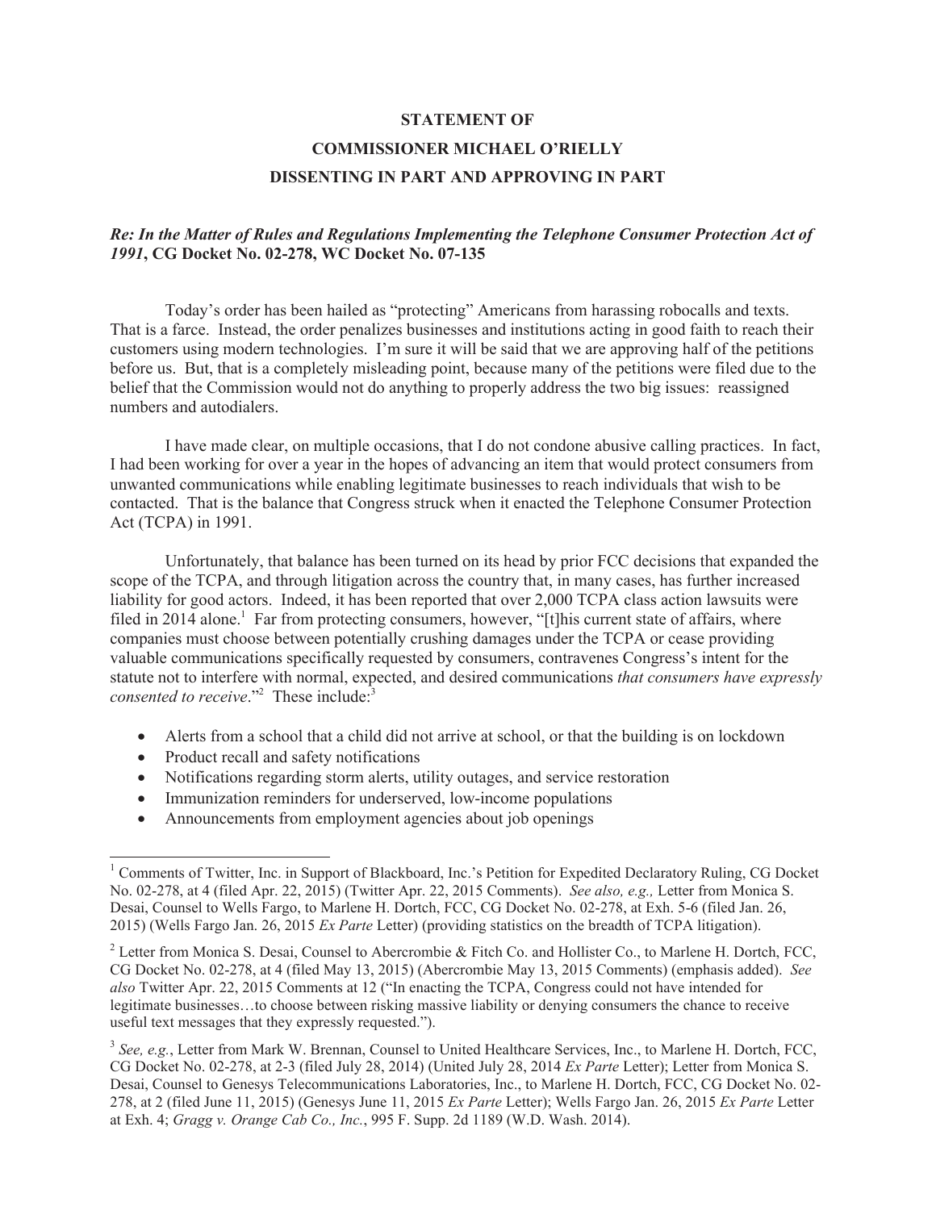**STATEMENT OF**

**COMMISSIONER MICHAEL O'RIELLY**

**DISSENTING IN PART AND APPROVING IN PART**

***Re: In the Matter of Rules and Regulations Implementing the Telephone Consumer Protection Act of 1991*, CG Docket No. 02-278, WC Docket No. 07-135**

Today's order has been hailed as "protecting" Americans from harassing robocalls and texts. That is a farce. Instead, the order penalizes businesses and institutions acting in good faith to reach their customers using modern technologies. I'm sure it will be said that we are approving half of the petitions before us. But, that is a completely misleading point, because many of the petitions were filed due to the belief that the Commission would not do anything to properly address the two big issues: reassigned numbers and autodialers.

I have made clear, on multiple occasions, that I do not condone abusive calling practices. In fact, I had been working for over a year in the hopes of advancing an item that would protect consumers from unwanted communications while enabling legitimate businesses to reach individuals that wish to be contacted. That is the balance that Congress struck when it enacted the Telephone Consumer Protection Act (TCPA) in 1991.

Unfortunately, that balance has been turned on its head by prior FCC decisions that expanded the scope of the TCPA, and through litigation across the country that, in many cases, has further increased liability for good actors. Indeed, it has been reported that over 2,000 TCPA class action lawsuits were filed in 2014 alone.[1] Far from protecting consumers, however, "[t]his current state of affairs, where companies must choose between potentially crushing damages under the TCPA or cease providing valuable communications specifically requested by consumers, contravenes Congress's intent for the statute not to interfere with normal, expected, and desired communications *that consumers have expressly consented to receive*."[2] These include:[3]

- Alerts from a school that a child did not arrive at school, or that the building is on lockdown
- Product recall and safety notifications
- Notifications regarding storm alerts, utility outages, and service restoration
- Immunization reminders for underserved, low-income populations
- Announcements from employment agencies about job openings

[1] Comments of Twitter, Inc. in Support of Blackboard, Inc.'s Petition for Expedited Declaratory Ruling, CG Docket No. 02-278, at 4 (filed Apr. 22, 2015) (Twitter Apr. 22, 2015 Comments). *See also, e.g.,* Letter from Monica S. Desai, Counsel to Wells Fargo, to Marlene H. Dortch, FCC, CG Docket No. 02-278, at Exh. 5-6 (filed Jan. 26, 2015) (Wells Fargo Jan. 26, 2015 *Ex Parte* Letter) (providing statistics on the breadth of TCPA litigation).

[2] Letter from Monica S. Desai, Counsel to Abercrombie & Fitch Co. and Hollister Co., to Marlene H. Dortch, FCC, CG Docket No. 02-278, at 4 (filed May 13, 2015) (Abercrombie May 13, 2015 Comments) (emphasis added). *See also* Twitter Apr. 22, 2015 Comments at 12 ("In enacting the TCPA, Congress could not have intended for legitimate businesses…to choose between risking massive liability or denying consumers the chance to receive useful text messages that they expressly requested.").

[3] *See, e.g.*, Letter from Mark W. Brennan, Counsel to United Healthcare Services, Inc., to Marlene H. Dortch, FCC, CG Docket No. 02-278, at 2-3 (filed July 28, 2014) (United July 28, 2014 *Ex Parte* Letter); Letter from Monica S. Desai, Counsel to Genesys Telecommunications Laboratories, Inc., to Marlene H. Dortch, FCC, CG Docket No. 02-278, at 2 (filed June 11, 2015) (Genesys June 11, 2015 *Ex Parte* Letter); Wells Fargo Jan. 26, 2015 *Ex Parte* Letter at Exh. 4; *Gragg v. Orange Cab Co., Inc.*, 995 F. Supp. 2d 1189 (W.D. Wash. 2014).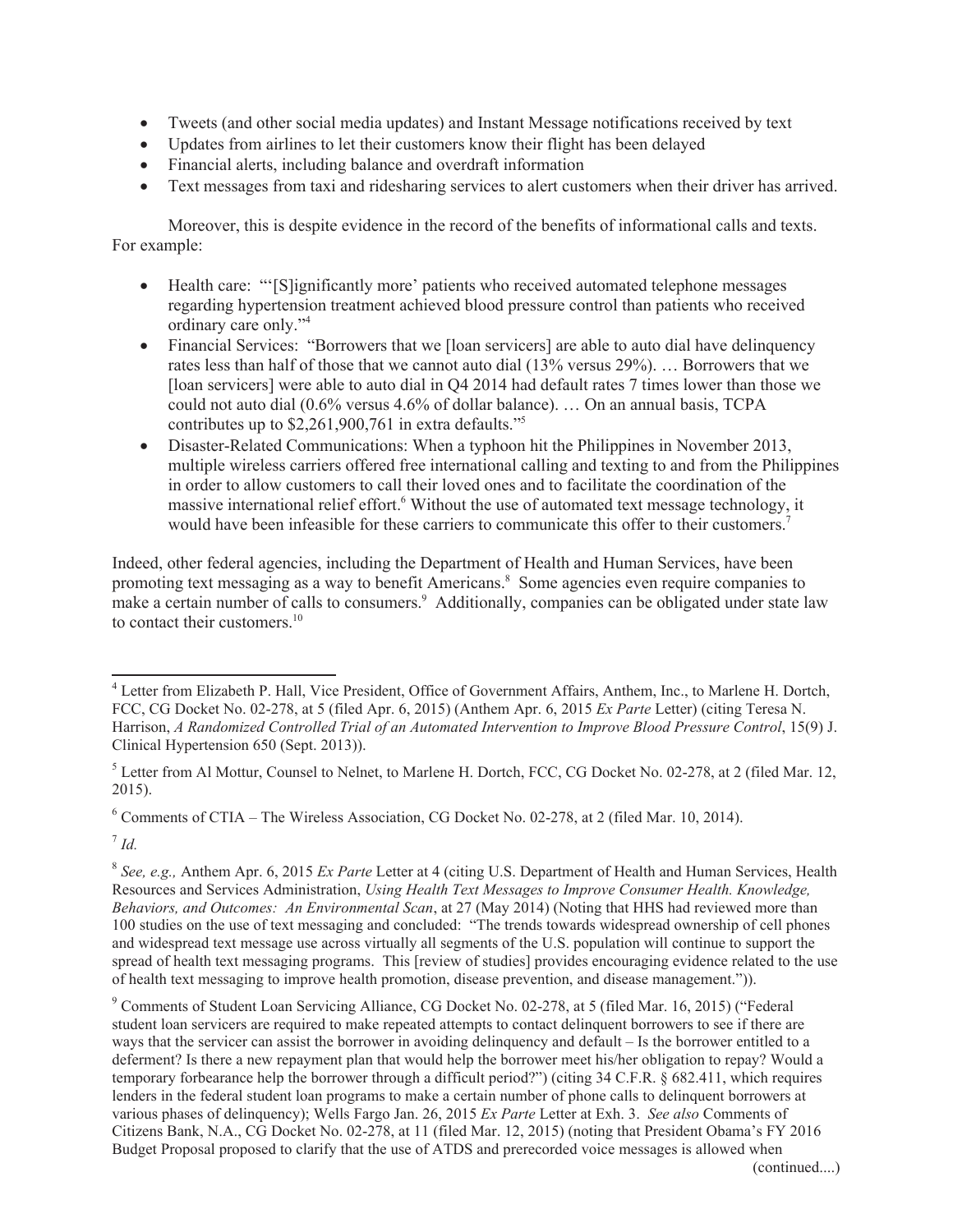- Tweets (and other social media updates) and Instant Message notifications received by text
- Updates from airlines to let their customers know their flight has been delayed
- Financial alerts, including balance and overdraft information
- Text messages from taxi and ridesharing services to alert customers when their driver has arrived.

Moreover, this is despite evidence in the record of the benefits of informational calls and texts. For example:

- Health care: "'[S]ignificantly more' patients who received automated telephone messages regarding hypertension treatment achieved blood pressure control than patients who received ordinary care only."[4]
- Financial Services: "Borrowers that we [loan servicers] are able to auto dial have delinquency rates less than half of those that we cannot auto dial (13% versus 29%). … Borrowers that we [loan servicers] were able to auto dial in Q4 2014 had default rates 7 times lower than those we could not auto dial (0.6% versus 4.6% of dollar balance). … On an annual basis, TCPA contributes up to $2,261,900,761 in extra defaults."[5]
- Disaster-Related Communications: When a typhoon hit the Philippines in November 2013, multiple wireless carriers offered free international calling and texting to and from the Philippines in order to allow customers to call their loved ones and to facilitate the coordination of the massive international relief effort.[6] Without the use of automated text message technology, it would have been infeasible for these carriers to communicate this offer to their customers.[7]

Indeed, other federal agencies, including the Department of Health and Human Services, have been promoting text messaging as a way to benefit Americans.[8] Some agencies even require companies to make a certain number of calls to consumers.[9] Additionally, companies can be obligated under state law to contact their customers.[10]

---

[4] Letter from Elizabeth P. Hall, Vice President, Office of Government Affairs, Anthem, Inc., to Marlene H. Dortch, FCC, CG Docket No. 02-278, at 5 (filed Apr. 6, 2015) (Anthem Apr. 6, 2015 *Ex Parte* Letter) (citing Teresa N. Harrison, *A Randomized Controlled Trial of an Automated Intervention to Improve Blood Pressure Control*, 15(9) J. Clinical Hypertension 650 (Sept. 2013)).

[5] Letter from Al Mottur, Counsel to Nelnet, to Marlene H. Dortch, FCC, CG Docket No. 02-278, at 2 (filed Mar. 12, 2015).

[6] Comments of CTIA – The Wireless Association, CG Docket No. 02-278, at 2 (filed Mar. 10, 2014).

[7] *Id.*

[8] *See, e.g.,* Anthem Apr. 6, 2015 *Ex Parte* Letter at 4 (citing U.S. Department of Health and Human Services, Health Resources and Services Administration, *Using Health Text Messages to Improve Consumer Health. Knowledge, Behaviors, and Outcomes: An Environmental Scan*, at 27 (May 2014) (Noting that HHS had reviewed more than 100 studies on the use of text messaging and concluded: "The trends towards widespread ownership of cell phones and widespread text message use across virtually all segments of the U.S. population will continue to support the spread of health text messaging programs. This [review of studies] provides encouraging evidence related to the use of health text messaging to improve health promotion, disease prevention, and disease management.")).

[9] Comments of Student Loan Servicing Alliance, CG Docket No. 02-278, at 5 (filed Mar. 16, 2015) ("Federal student loan servicers are required to make repeated attempts to contact delinquent borrowers to see if there are ways that the servicer can assist the borrower in avoiding delinquency and default – Is the borrower entitled to a deferment? Is there a new repayment plan that would help the borrower meet his/her obligation to repay? Would a temporary forbearance help the borrower through a difficult period?") (citing 34 C.F.R. § 682.411, which requires lenders in the federal student loan programs to make a certain number of phone calls to delinquent borrowers at various phases of delinquency); Wells Fargo Jan. 26, 2015 *Ex Parte* Letter at Exh. 3. *See also* Comments of Citizens Bank, N.A., CG Docket No. 02-278, at 11 (filed Mar. 12, 2015) (noting that President Obama's FY 2016 Budget Proposal proposed to clarify that the use of ATDS and prerecorded voice messages is allowed when

(continued....)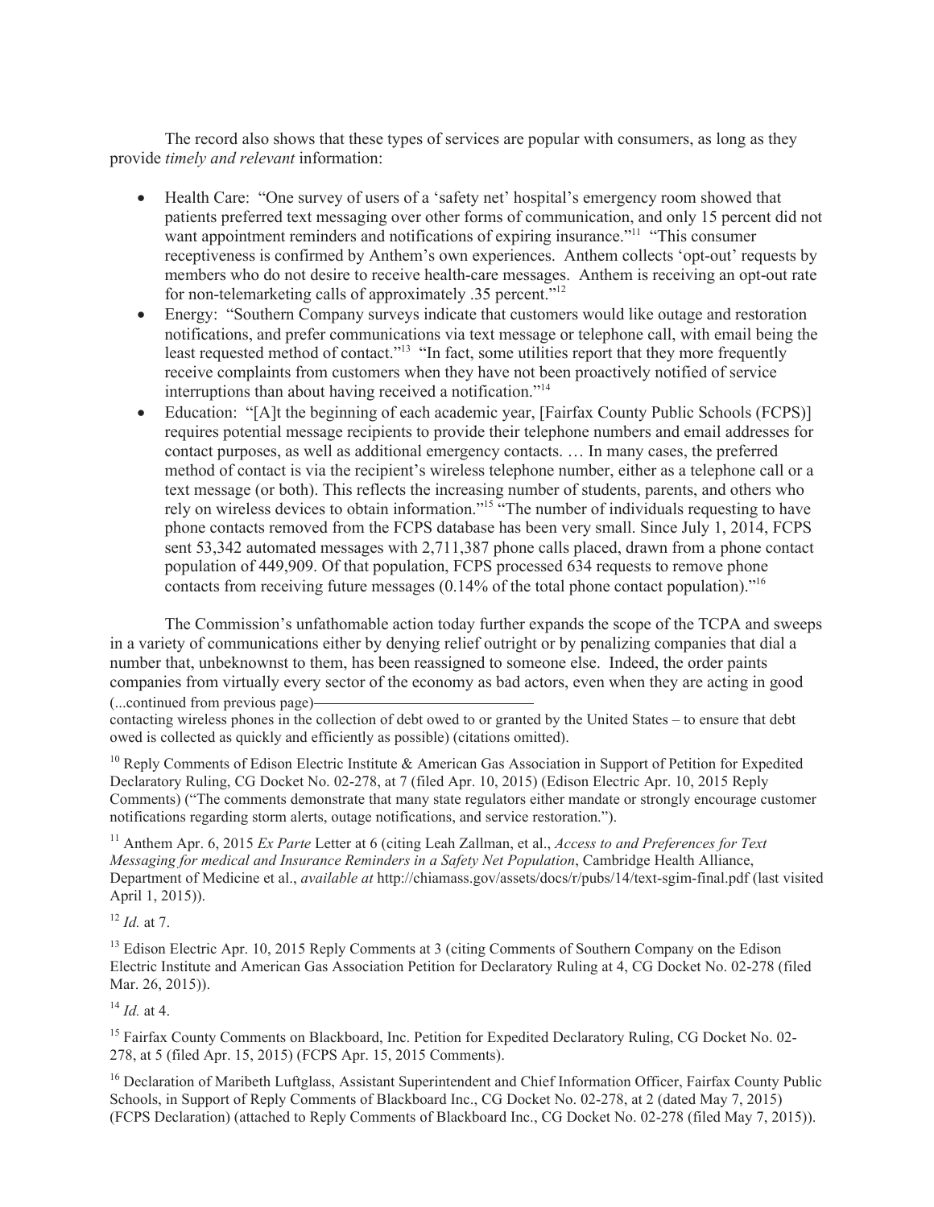The record also shows that these types of services are popular with consumers, as long as they provide *timely and relevant* information:

- Health Care: "One survey of users of a 'safety net' hospital's emergency room showed that patients preferred text messaging over other forms of communication, and only 15 percent did not want appointment reminders and notifications of expiring insurance."[11] "This consumer receptiveness is confirmed by Anthem's own experiences. Anthem collects 'opt-out' requests by members who do not desire to receive health-care messages. Anthem is receiving an opt-out rate for non-telemarketing calls of approximately .35 percent."[12]
- Energy: "Southern Company surveys indicate that customers would like outage and restoration notifications, and prefer communications via text message or telephone call, with email being the least requested method of contact."[13] "In fact, some utilities report that they more frequently receive complaints from customers when they have not been proactively notified of service interruptions than about having received a notification."[14]
- Education: "[A]t the beginning of each academic year, [Fairfax County Public Schools (FCPS)] requires potential message recipients to provide their telephone numbers and email addresses for contact purposes, as well as additional emergency contacts. … In many cases, the preferred method of contact is via the recipient's wireless telephone number, either as a telephone call or a text message (or both). This reflects the increasing number of students, parents, and others who rely on wireless devices to obtain information."[15] "The number of individuals requesting to have phone contacts removed from the FCPS database has been very small. Since July 1, 2014, FCPS sent 53,342 automated messages with 2,711,387 phone calls placed, drawn from a phone contact population of 449,909. Of that population, FCPS processed 634 requests to remove phone contacts from receiving future messages (0.14% of the total phone contact population)."[16]

The Commission's unfathomable action today further expands the scope of the TCPA and sweeps in a variety of communications either by denying relief outright or by penalizing companies that dial a number that, unbeknownst to them, has been reassigned to someone else. Indeed, the order paints companies from virtually every sector of the economy as bad actors, even when they are acting in good

(...continued from previous page)

contacting wireless phones in the collection of debt owed to or granted by the United States – to ensure that debt owed is collected as quickly and efficiently as possible) (citations omitted).

[10] Reply Comments of Edison Electric Institute & American Gas Association in Support of Petition for Expedited Declaratory Ruling, CG Docket No. 02-278, at 7 (filed Apr. 10, 2015) (Edison Electric Apr. 10, 2015 Reply Comments) ("The comments demonstrate that many state regulators either mandate or strongly encourage customer notifications regarding storm alerts, outage notifications, and service restoration.").

[11] Anthem Apr. 6, 2015 *Ex Parte* Letter at 6 (citing Leah Zallman, et al., *Access to and Preferences for Text Messaging for medical and Insurance Reminders in a Safety Net Population*, Cambridge Health Alliance, Department of Medicine et al., *available at* http://chiamass.gov/assets/docs/r/pubs/14/text-sgim-final.pdf (last visited April 1, 2015)).

[12] *Id.* at 7.

[13] Edison Electric Apr. 10, 2015 Reply Comments at 3 (citing Comments of Southern Company on the Edison Electric Institute and American Gas Association Petition for Declaratory Ruling at 4, CG Docket No. 02-278 (filed Mar. 26, 2015)).

[14] *Id.* at 4.

[15] Fairfax County Comments on Blackboard, Inc. Petition for Expedited Declaratory Ruling, CG Docket No. 02-278, at 5 (filed Apr. 15, 2015) (FCPS Apr. 15, 2015 Comments).

[16] Declaration of Maribeth Luftglass, Assistant Superintendent and Chief Information Officer, Fairfax County Public Schools, in Support of Reply Comments of Blackboard Inc., CG Docket No. 02-278, at 2 (dated May 7, 2015) (FCPS Declaration) (attached to Reply Comments of Blackboard Inc., CG Docket No. 02-278 (filed May 7, 2015)).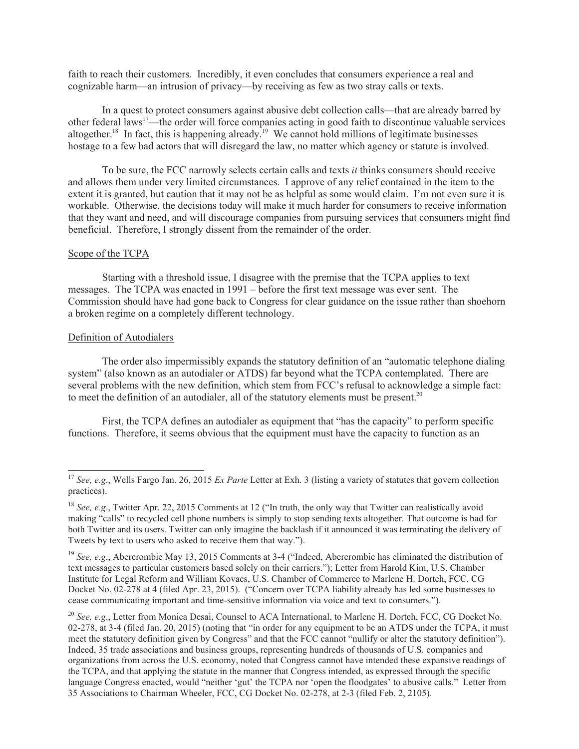faith to reach their customers. Incredibly, it even concludes that consumers experience a real and cognizable harm—an intrusion of privacy—by receiving as few as two stray calls or texts.

In a quest to protect consumers against abusive debt collection calls—that are already barred by other federal laws[17]—the order will force companies acting in good faith to discontinue valuable services altogether.[18] In fact, this is happening already.[19] We cannot hold millions of legitimate businesses hostage to a few bad actors that will disregard the law, no matter which agency or statute is involved.

To be sure, the FCC narrowly selects certain calls and texts *it* thinks consumers should receive and allows them under very limited circumstances. I approve of any relief contained in the item to the extent it is granted, but caution that it may not be as helpful as some would claim. I'm not even sure it is workable. Otherwise, the decisions today will make it much harder for consumers to receive information that they want and need, and will discourage companies from pursuing services that consumers might find beneficial. Therefore, I strongly dissent from the remainder of the order.

Scope of the TCPA

Starting with a threshold issue, I disagree with the premise that the TCPA applies to text messages. The TCPA was enacted in 1991 – before the first text message was ever sent. The Commission should have had gone back to Congress for clear guidance on the issue rather than shoehorn a broken regime on a completely different technology.

Definition of Autodialers

The order also impermissibly expands the statutory definition of an "automatic telephone dialing system" (also known as an autodialer or ATDS) far beyond what the TCPA contemplated. There are several problems with the new definition, which stem from FCC's refusal to acknowledge a simple fact: to meet the definition of an autodialer, all of the statutory elements must be present.[20]

First, the TCPA defines an autodialer as equipment that "has the capacity" to perform specific functions. Therefore, it seems obvious that the equipment must have the capacity to function as an

---

[17] *See, e.g*., Wells Fargo Jan. 26, 2015 *Ex Parte* Letter at Exh. 3 (listing a variety of statutes that govern collection practices).

[18] *See, e.g*., Twitter Apr. 22, 2015 Comments at 12 ("In truth, the only way that Twitter can realistically avoid making "calls" to recycled cell phone numbers is simply to stop sending texts altogether. That outcome is bad for both Twitter and its users. Twitter can only imagine the backlash if it announced it was terminating the delivery of Tweets by text to users who asked to receive them that way.").

[19] *See, e.g*., Abercrombie May 13, 2015 Comments at 3-4 ("Indeed, Abercrombie has eliminated the distribution of text messages to particular customers based solely on their carriers."); Letter from Harold Kim, U.S. Chamber Institute for Legal Reform and William Kovacs, U.S. Chamber of Commerce to Marlene H. Dortch, FCC, CG Docket No. 02-278 at 4 (filed Apr. 23, 2015). ("Concern over TCPA liability already has led some businesses to cease communicating important and time-sensitive information via voice and text to consumers.").

[20] *See, e.g*., Letter from Monica Desai, Counsel to ACA International, to Marlene H. Dortch, FCC, CG Docket No. 02-278, at 3-4 (filed Jan. 20, 2015) (noting that "in order for any equipment to be an ATDS under the TCPA, it must meet the statutory definition given by Congress" and that the FCC cannot "nullify or alter the statutory definition"). Indeed, 35 trade associations and business groups, representing hundreds of thousands of U.S. companies and organizations from across the U.S. economy, noted that Congress cannot have intended these expansive readings of the TCPA, and that applying the statute in the manner that Congress intended, as expressed through the specific language Congress enacted, would "neither 'gut' the TCPA nor 'open the floodgates' to abusive calls." Letter from 35 Associations to Chairman Wheeler, FCC, CG Docket No. 02-278, at 2-3 (filed Feb. 2, 2105).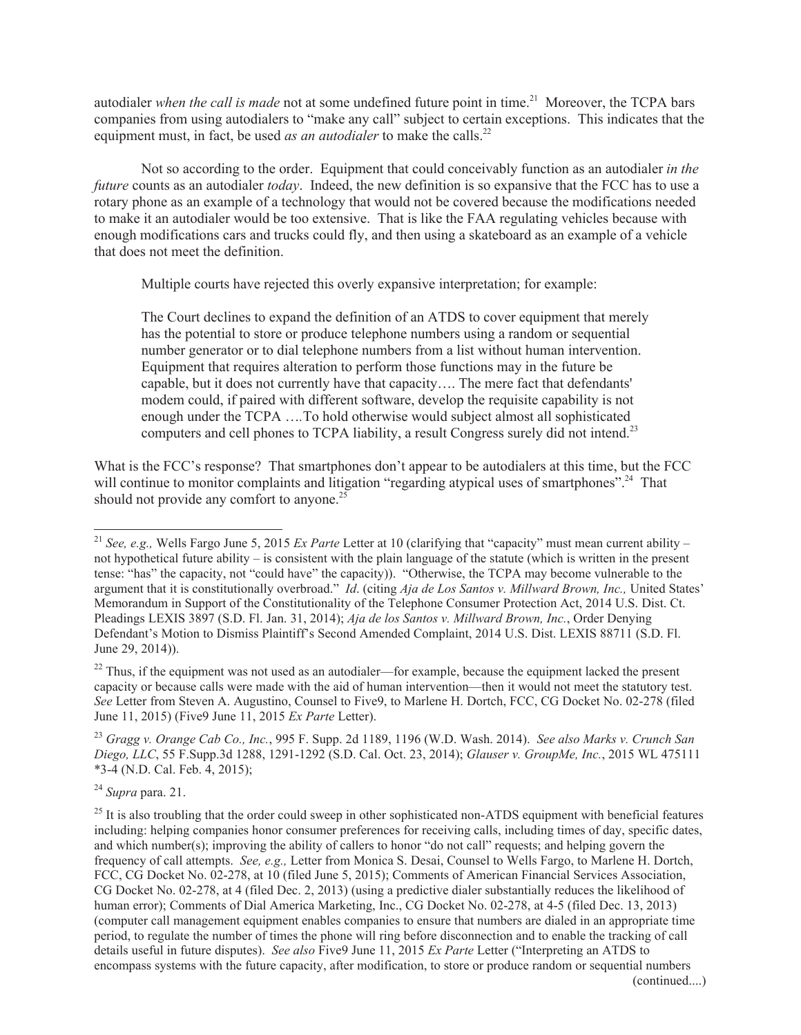autodialer *when the call is made* not at some undefined future point in time.[21] Moreover, the TCPA bars companies from using autodialers to "make any call" subject to certain exceptions. This indicates that the equipment must, in fact, be used *as an autodialer* to make the calls.[22]

Not so according to the order. Equipment that could conceivably function as an autodialer *in the future* counts as an autodialer *today*. Indeed, the new definition is so expansive that the FCC has to use a rotary phone as an example of a technology that would not be covered because the modifications needed to make it an autodialer would be too extensive. That is like the FAA regulating vehicles because with enough modifications cars and trucks could fly, and then using a skateboard as an example of a vehicle that does not meet the definition.

Multiple courts have rejected this overly expansive interpretation; for example:

> The Court declines to expand the definition of an ATDS to cover equipment that merely has the potential to store or produce telephone numbers using a random or sequential number generator or to dial telephone numbers from a list without human intervention. Equipment that requires alteration to perform those functions may in the future be capable, but it does not currently have that capacity…. The mere fact that defendants' modem could, if paired with different software, develop the requisite capability is not enough under the TCPA ….To hold otherwise would subject almost all sophisticated computers and cell phones to TCPA liability, a result Congress surely did not intend.[23]

What is the FCC's response? That smartphones don't appear to be autodialers at this time, but the FCC will continue to monitor complaints and litigation "regarding atypical uses of smartphones".[24] That should not provide any comfort to anyone.[25]

---

[21] *See, e.g.,* Wells Fargo June 5, 2015 *Ex Parte* Letter at 10 (clarifying that "capacity" must mean current ability – not hypothetical future ability – is consistent with the plain language of the statute (which is written in the present tense: "has" the capacity, not "could have" the capacity)). "Otherwise, the TCPA may become vulnerable to the argument that it is constitutionally overbroad." *Id*. (citing *Aja de Los Santos v. Millward Brown, Inc.,* United States' Memorandum in Support of the Constitutionality of the Telephone Consumer Protection Act, 2014 U.S. Dist. Ct. Pleadings LEXIS 3897 (S.D. Fl. Jan. 31, 2014); *Aja de los Santos v. Millward Brown, Inc.*, Order Denying Defendant's Motion to Dismiss Plaintiff's Second Amended Complaint, 2014 U.S. Dist. LEXIS 88711 (S.D. Fl. June 29, 2014)).

[22] Thus, if the equipment was not used as an autodialer—for example, because the equipment lacked the present capacity or because calls were made with the aid of human intervention—then it would not meet the statutory test. *See* Letter from Steven A. Augustino, Counsel to Five9, to Marlene H. Dortch, FCC, CG Docket No. 02-278 (filed June 11, 2015) (Five9 June 11, 2015 *Ex Parte* Letter).

[23] *Gragg v. Orange Cab Co., Inc.*, 995 F. Supp. 2d 1189, 1196 (W.D. Wash. 2014). *See also Marks v. Crunch San Diego, LLC*, 55 F.Supp.3d 1288, 1291-1292 (S.D. Cal. Oct. 23, 2014); *Glauser v. GroupMe, Inc.*, 2015 WL 475111 *3-4 (N.D. Cal. Feb. 4, 2015);

[24] *Supra* para. 21.

[25] It is also troubling that the order could sweep in other sophisticated non-ATDS equipment with beneficial features including: helping companies honor consumer preferences for receiving calls, including times of day, specific dates, and which number(s); improving the ability of callers to honor "do not call" requests; and helping govern the frequency of call attempts. *See, e.g.,* Letter from Monica S. Desai, Counsel to Wells Fargo, to Marlene H. Dortch, FCC, CG Docket No. 02-278, at 10 (filed June 5, 2015); Comments of American Financial Services Association, CG Docket No. 02-278, at 4 (filed Dec. 2, 2013) (using a predictive dialer substantially reduces the likelihood of human error); Comments of Dial America Marketing, Inc., CG Docket No. 02-278, at 4-5 (filed Dec. 13, 2013) (computer call management equipment enables companies to ensure that numbers are dialed in an appropriate time period, to regulate the number of times the phone will ring before disconnection and to enable the tracking of call details useful in future disputes). *See also* Five9 June 11, 2015 *Ex Parte* Letter ("Interpreting an ATDS to encompass systems with the future capacity, after modification, to store or produce random or sequential numbers

(continued....)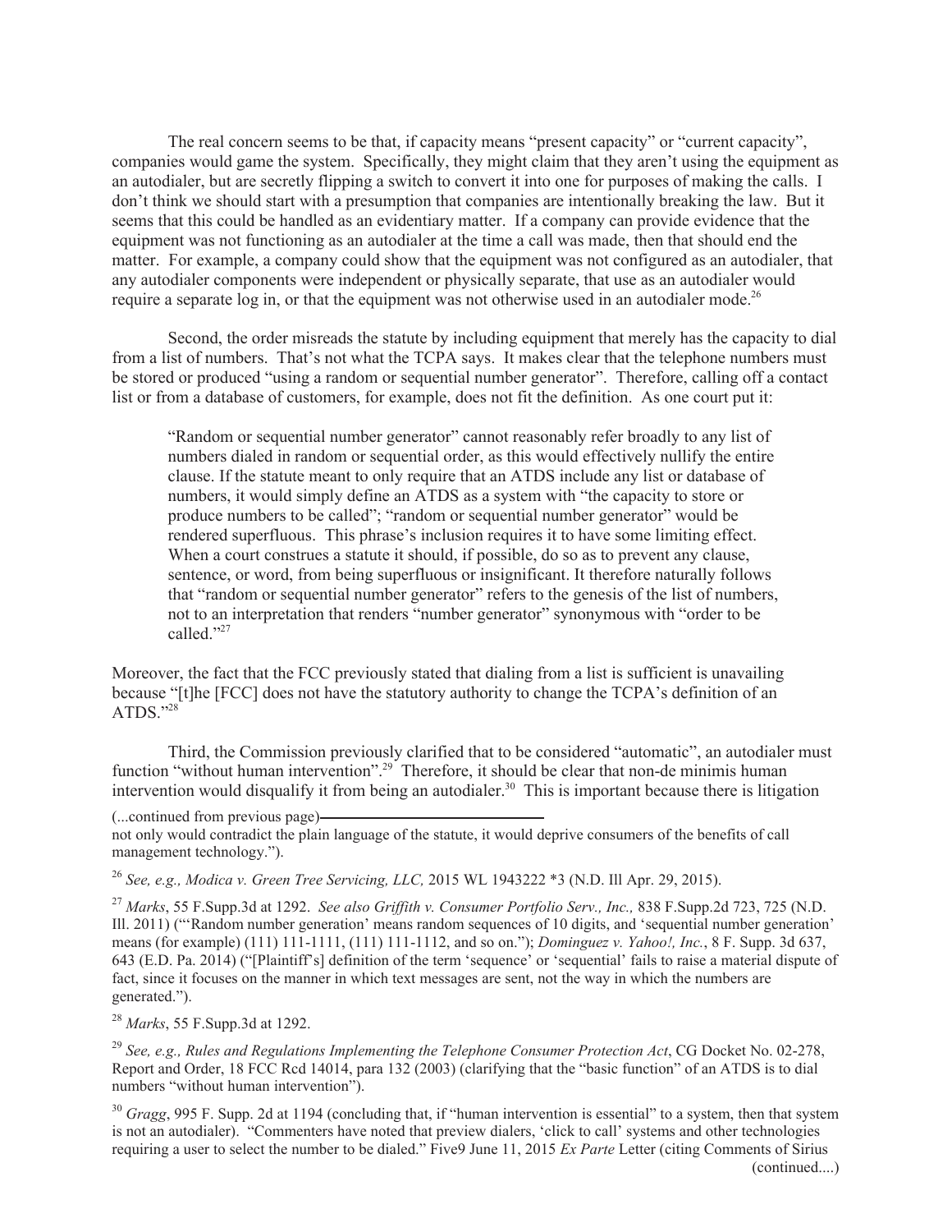The real concern seems to be that, if capacity means "present capacity" or "current capacity", companies would game the system. Specifically, they might claim that they aren't using the equipment as an autodialer, but are secretly flipping a switch to convert it into one for purposes of making the calls. I don't think we should start with a presumption that companies are intentionally breaking the law. But it seems that this could be handled as an evidentiary matter. If a company can provide evidence that the equipment was not functioning as an autodialer at the time a call was made, then that should end the matter. For example, a company could show that the equipment was not configured as an autodialer, that any autodialer components were independent or physically separate, that use as an autodialer would require a separate log in, or that the equipment was not otherwise used in an autodialer mode.[26]

Second, the order misreads the statute by including equipment that merely has the capacity to dial from a list of numbers. That's not what the TCPA says. It makes clear that the telephone numbers must be stored or produced "using a random or sequential number generator". Therefore, calling off a contact list or from a database of customers, for example, does not fit the definition. As one court put it:

> "Random or sequential number generator" cannot reasonably refer broadly to any list of numbers dialed in random or sequential order, as this would effectively nullify the entire clause. If the statute meant to only require that an ATDS include any list or database of numbers, it would simply define an ATDS as a system with "the capacity to store or produce numbers to be called"; "random or sequential number generator" would be rendered superfluous. This phrase's inclusion requires it to have some limiting effect. When a court construes a statute it should, if possible, do so as to prevent any clause, sentence, or word, from being superfluous or insignificant. It therefore naturally follows that "random or sequential number generator" refers to the genesis of the list of numbers, not to an interpretation that renders "number generator" synonymous with "order to be called."[27]

Moreover, the fact that the FCC previously stated that dialing from a list is sufficient is unavailing because "[t]he [FCC] does not have the statutory authority to change the TCPA's definition of an ATDS."[28]

Third, the Commission previously clarified that to be considered "automatic", an autodialer must function "without human intervention".[29] Therefore, it should be clear that non-de minimis human intervention would disqualify it from being an autodialer.[30] This is important because there is litigation

(...continued from previous page)

not only would contradict the plain language of the statute, it would deprive consumers of the benefits of call management technology.").

[26] *See, e.g., Modica v. Green Tree Servicing, LLC,* 2015 WL 1943222 *3 (N.D. Ill Apr. 29, 2015).

[27] *Marks*, 55 F.Supp.3d at 1292. *See also Griffith v. Consumer Portfolio Serv., Inc.,* 838 F.Supp.2d 723, 725 (N.D. Ill. 2011) ("'Random number generation' means random sequences of 10 digits, and 'sequential number generation' means (for example) (111) 111-1111, (111) 111-1112, and so on."); *Dominguez v. Yahoo!, Inc.*, 8 F. Supp. 3d 637, 643 (E.D. Pa. 2014) ("[Plaintiff's] definition of the term 'sequence' or 'sequential' fails to raise a material dispute of fact, since it focuses on the manner in which text messages are sent, not the way in which the numbers are generated.").

[28] *Marks*, 55 F.Supp.3d at 1292.

[29] *See, e.g., Rules and Regulations Implementing the Telephone Consumer Protection Act*, CG Docket No. 02-278, Report and Order, 18 FCC Rcd 14014, para 132 (2003) (clarifying that the "basic function" of an ATDS is to dial numbers "without human intervention").

[30] *Gragg*, 995 F. Supp. 2d at 1194 (concluding that, if "human intervention is essential" to a system, then that system is not an autodialer). "Commenters have noted that preview dialers, 'click to call' systems and other technologies requiring a user to select the number to be dialed." Five9 June 11, 2015 *Ex Parte* Letter (citing Comments of Sirius

(continued....)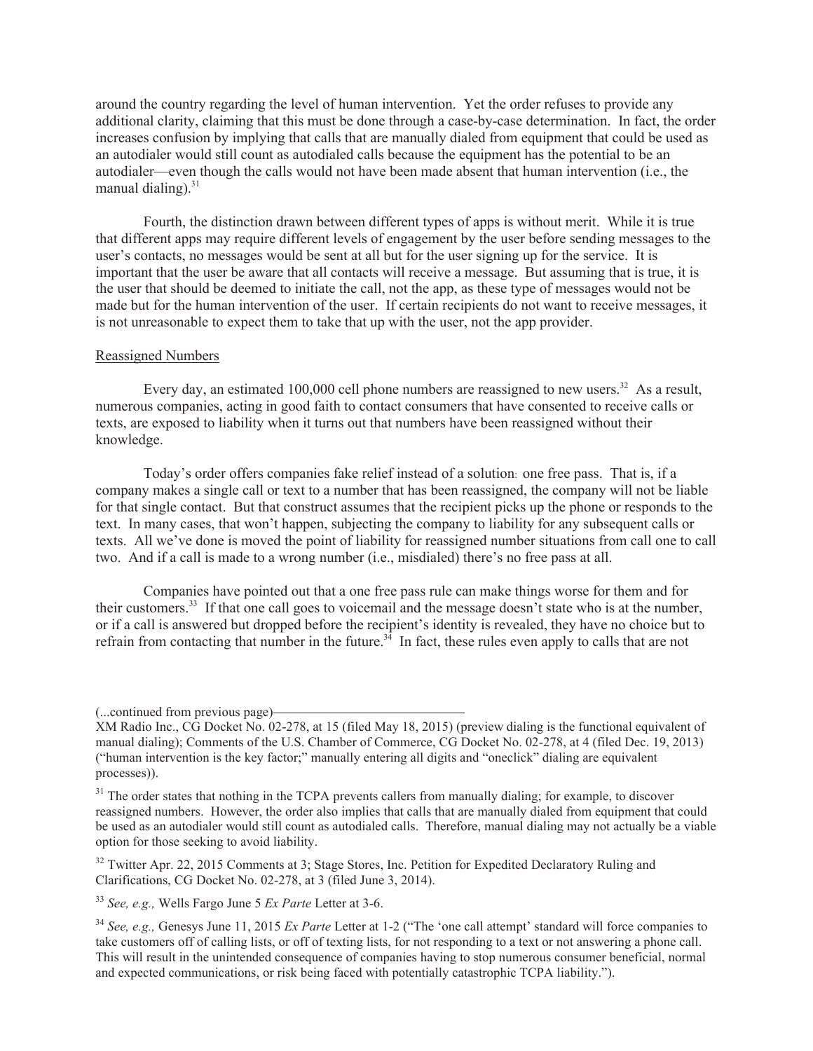around the country regarding the level of human intervention. Yet the order refuses to provide any additional clarity, claiming that this must be done through a case-by-case determination. In fact, the order increases confusion by implying that calls that are manually dialed from equipment that could be used as an autodialer would still count as autodialed calls because the equipment has the potential to be an autodialer—even though the calls would not have been made absent that human intervention (i.e., the manual dialing).[31]

Fourth, the distinction drawn between different types of apps is without merit. While it is true that different apps may require different levels of engagement by the user before sending messages to the user's contacts, no messages would be sent at all but for the user signing up for the service. It is important that the user be aware that all contacts will receive a message. But assuming that is true, it is the user that should be deemed to initiate the call, not the app, as these type of messages would not be made but for the human intervention of the user. If certain recipients do not want to receive messages, it is not unreasonable to expect them to take that up with the user, not the app provider.

Reassigned Numbers

Every day, an estimated 100,000 cell phone numbers are reassigned to new users.[32] As a result, numerous companies, acting in good faith to contact consumers that have consented to receive calls or texts, are exposed to liability when it turns out that numbers have been reassigned without their knowledge.

Today's order offers companies fake relief instead of a solution: one free pass. That is, if a company makes a single call or text to a number that has been reassigned, the company will not be liable for that single contact. But that construct assumes that the recipient picks up the phone or responds to the text. In many cases, that won't happen, subjecting the company to liability for any subsequent calls or texts. All we've done is moved the point of liability for reassigned number situations from call one to call two. And if a call is made to a wrong number (i.e., misdialed) there's no free pass at all.

Companies have pointed out that a one free pass rule can make things worse for them and for their customers.[33] If that one call goes to voicemail and the message doesn't state who is at the number, or if a call is answered but dropped before the recipient's identity is revealed, they have no choice but to refrain from contacting that number in the future.[34] In fact, these rules even apply to calls that are not

(...continued from previous page)
XM Radio Inc., CG Docket No. 02-278, at 15 (filed May 18, 2015) (preview dialing is the functional equivalent of manual dialing); Comments of the U.S. Chamber of Commerce, CG Docket No. 02-278, at 4 (filed Dec. 19, 2013) ("human intervention is the key factor;" manually entering all digits and "oneclick" dialing are equivalent processes)).

[31] The order states that nothing in the TCPA prevents callers from manually dialing; for example, to discover reassigned numbers. However, the order also implies that calls that are manually dialed from equipment that could be used as an autodialer would still count as autodialed calls. Therefore, manual dialing may not actually be a viable option for those seeking to avoid liability.

[32] Twitter Apr. 22, 2015 Comments at 3; Stage Stores, Inc. Petition for Expedited Declaratory Ruling and Clarifications, CG Docket No. 02-278, at 3 (filed June 3, 2014).

[33] *See, e.g.,* Wells Fargo June 5 *Ex Parte* Letter at 3-6.

[34] *See, e.g.,* Genesys June 11, 2015 *Ex Parte* Letter at 1-2 ("The 'one call attempt' standard will force companies to take customers off of calling lists, or off of texting lists, for not responding to a text or not answering a phone call. This will result in the unintended consequence of companies having to stop numerous consumer beneficial, normal and expected communications, or risk being faced with potentially catastrophic TCPA liability.").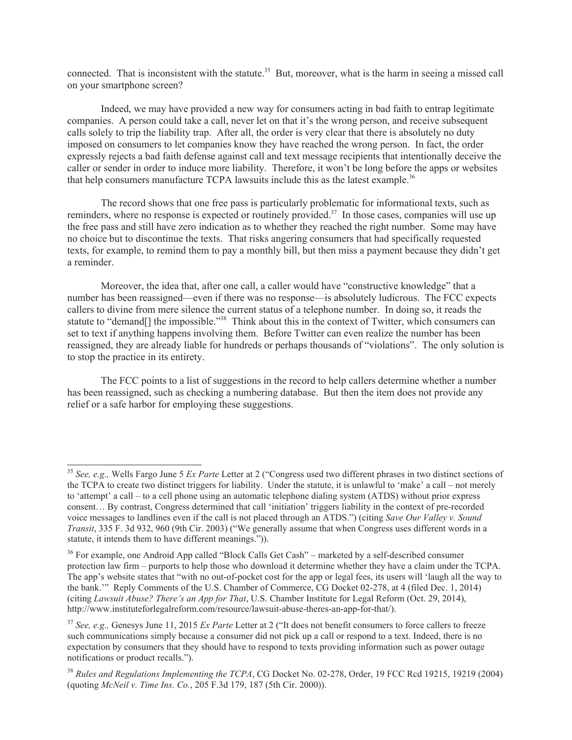connected. That is inconsistent with the statute.[35] But, moreover, what is the harm in seeing a missed call on your smartphone screen?

Indeed, we may have provided a new way for consumers acting in bad faith to entrap legitimate companies. A person could take a call, never let on that it's the wrong person, and receive subsequent calls solely to trip the liability trap. After all, the order is very clear that there is absolutely no duty imposed on consumers to let companies know they have reached the wrong person. In fact, the order expressly rejects a bad faith defense against call and text message recipients that intentionally deceive the caller or sender in order to induce more liability. Therefore, it won't be long before the apps or websites that help consumers manufacture TCPA lawsuits include this as the latest example.[36]

The record shows that one free pass is particularly problematic for informational texts, such as reminders, where no response is expected or routinely provided.[37] In those cases, companies will use up the free pass and still have zero indication as to whether they reached the right number. Some may have no choice but to discontinue the texts. That risks angering consumers that had specifically requested texts, for example, to remind them to pay a monthly bill, but then miss a payment because they didn't get a reminder.

Moreover, the idea that, after one call, a caller would have "constructive knowledge" that a number has been reassigned—even if there was no response—is absolutely ludicrous. The FCC expects callers to divine from mere silence the current status of a telephone number. In doing so, it reads the statute to "demand[] the impossible."[38] Think about this in the context of Twitter, which consumers can set to text if anything happens involving them. Before Twitter can even realize the number has been reassigned, they are already liable for hundreds or perhaps thousands of "violations". The only solution is to stop the practice in its entirety.

The FCC points to a list of suggestions in the record to help callers determine whether a number has been reassigned, such as checking a numbering database. But then the item does not provide any relief or a safe harbor for employing these suggestions.

---

[35] *See, e.g.,* Wells Fargo June 5 *Ex Parte* Letter at 2 ("Congress used two different phrases in two distinct sections of the TCPA to create two distinct triggers for liability. Under the statute, it is unlawful to 'make' a call – not merely to 'attempt' a call – to a cell phone using an automatic telephone dialing system (ATDS) without prior express consent… By contrast, Congress determined that call 'initiation' triggers liability in the context of pre-recorded voice messages to landlines even if the call is not placed through an ATDS.") (citing *Save Our Valley v. Sound Transit*, 335 F. 3d 932, 960 (9th Cir. 2003) ("We generally assume that when Congress uses different words in a statute, it intends them to have different meanings.")).

[36] For example, one Android App called "Block Calls Get Cash" – marketed by a self-described consumer protection law firm – purports to help those who download it determine whether they have a claim under the TCPA. The app's website states that "with no out-of-pocket cost for the app or legal fees, its users will 'laugh all the way to the bank.'" Reply Comments of the U.S. Chamber of Commerce, CG Docket 02-278, at 4 (filed Dec. 1, 2014) (citing *Lawsuit Abuse? There's an App for That*, U.S. Chamber Institute for Legal Reform (Oct. 29, 2014), http://www.instituteforlegalreform.com/resource/lawsuit-abuse-theres-an-app-for-that/).

[37] *See, e.g.,* Genesys June 11, 2015 *Ex Parte* Letter at 2 ("It does not benefit consumers to force callers to freeze such communications simply because a consumer did not pick up a call or respond to a text. Indeed, there is no expectation by consumers that they should have to respond to texts providing information such as power outage notifications or product recalls.").

[38] *Rules and Regulations Implementing the TCPA*, CG Docket No. 02-278, Order, 19 FCC Rcd 19215, 19219 (2004) (quoting *McNeil v. Time Ins. Co.*, 205 F.3d 179, 187 (5th Cir. 2000)).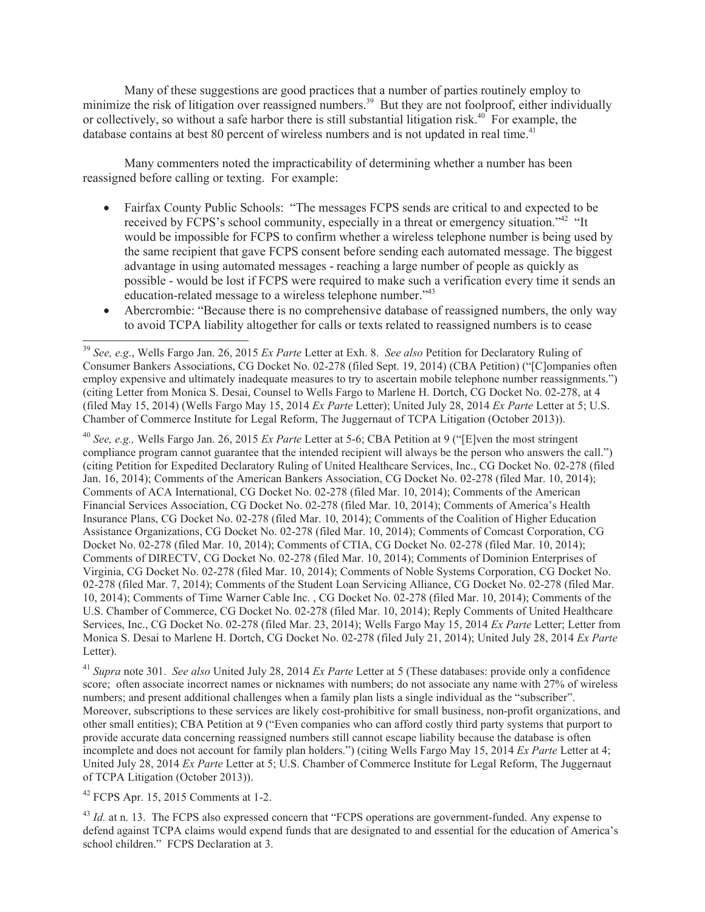Many of these suggestions are good practices that a number of parties routinely employ to minimize the risk of litigation over reassigned numbers.[39] But they are not foolproof, either individually or collectively, so without a safe harbor there is still substantial litigation risk.[40] For example, the database contains at best 80 percent of wireless numbers and is not updated in real time.[41]

Many commenters noted the impracticability of determining whether a number has been reassigned before calling or texting. For example:

- Fairfax County Public Schools: "The messages FCPS sends are critical to and expected to be received by FCPS's school community, especially in a threat or emergency situation."[42] "It would be impossible for FCPS to confirm whether a wireless telephone number is being used by the same recipient that gave FCPS consent before sending each automated message. The biggest advantage in using automated messages - reaching a large number of people as quickly as possible - would be lost if FCPS were required to make such a verification every time it sends an education-related message to a wireless telephone number."[43]
- Abercrombie: "Because there is no comprehensive database of reassigned numbers, the only way to avoid TCPA liability altogether for calls or texts related to reassigned numbers is to cease

---

[39] *See, e.g.*, Wells Fargo Jan. 26, 2015 *Ex Parte* Letter at Exh. 8. *See also* Petition for Declaratory Ruling of Consumer Bankers Associations, CG Docket No. 02-278 (filed Sept. 19, 2014) (CBA Petition) ("[C]ompanies often employ expensive and ultimately inadequate measures to try to ascertain mobile telephone number reassignments.") (citing Letter from Monica S. Desai, Counsel to Wells Fargo to Marlene H. Dortch, CG Docket No. 02-278, at 4 (filed May 15, 2014) (Wells Fargo May 15, 2014 *Ex Parte* Letter); United July 28, 2014 *Ex Parte* Letter at 5; U.S. Chamber of Commerce Institute for Legal Reform, The Juggernaut of TCPA Litigation (October 2013)).

[40] *See, e.g.,* Wells Fargo Jan. 26, 2015 *Ex Parte* Letter at 5-6; CBA Petition at 9 ("[E]ven the most stringent compliance program cannot guarantee that the intended recipient will always be the person who answers the call.") (citing Petition for Expedited Declaratory Ruling of United Healthcare Services, Inc., CG Docket No. 02-278 (filed Jan. 16, 2014); Comments of the American Bankers Association, CG Docket No. 02-278 (filed Mar. 10, 2014); Comments of ACA International, CG Docket No. 02-278 (filed Mar. 10, 2014); Comments of the American Financial Services Association, CG Docket No. 02-278 (filed Mar. 10, 2014); Comments of America's Health Insurance Plans, CG Docket No. 02-278 (filed Mar. 10, 2014); Comments of the Coalition of Higher Education Assistance Organizations, CG Docket No. 02-278 (filed Mar. 10, 2014); Comments of Comcast Corporation, CG Docket No. 02-278 (filed Mar. 10, 2014); Comments of CTIA, CG Docket No. 02-278 (filed Mar. 10, 2014); Comments of DIRECTV, CG Docket No. 02-278 (filed Mar. 10, 2014); Comments of Dominion Enterprises of Virginia, CG Docket No. 02-278 (filed Mar. 10, 2014); Comments of Noble Systems Corporation, CG Docket No. 02-278 (filed Mar. 7, 2014); Comments of the Student Loan Servicing Alliance, CG Docket No. 02-278 (filed Mar. 10, 2014); Comments of Time Warner Cable Inc. , CG Docket No. 02-278 (filed Mar. 10, 2014); Comments of the U.S. Chamber of Commerce, CG Docket No. 02-278 (filed Mar. 10, 2014); Reply Comments of United Healthcare Services, Inc., CG Docket No. 02-278 (filed Mar. 23, 2014); Wells Fargo May 15, 2014 *Ex Parte* Letter; Letter from Monica S. Desai to Marlene H. Dortch, CG Docket No. 02-278 (filed July 21, 2014); United July 28, 2014 *Ex Parte* Letter).

[41] *Supra* note 301. *See also* United July 28, 2014 *Ex Parte* Letter at 5 (These databases: provide only a confidence score; often associate incorrect names or nicknames with numbers; do not associate any name with 27% of wireless numbers; and present additional challenges when a family plan lists a single individual as the "subscriber". Moreover, subscriptions to these services are likely cost-prohibitive for small business, non-profit organizations, and other small entities); CBA Petition at 9 ("Even companies who can afford costly third party systems that purport to provide accurate data concerning reassigned numbers still cannot escape liability because the database is often incomplete and does not account for family plan holders.") (citing Wells Fargo May 15, 2014 *Ex Parte* Letter at 4; United July 28, 2014 *Ex Parte* Letter at 5; U.S. Chamber of Commerce Institute for Legal Reform, The Juggernaut of TCPA Litigation (October 2013)).

[42] FCPS Apr. 15, 2015 Comments at 1-2.

[43] *Id.* at n. 13. The FCPS also expressed concern that "FCPS operations are government-funded. Any expense to defend against TCPA claims would expend funds that are designated to and essential for the education of America's school children." FCPS Declaration at 3.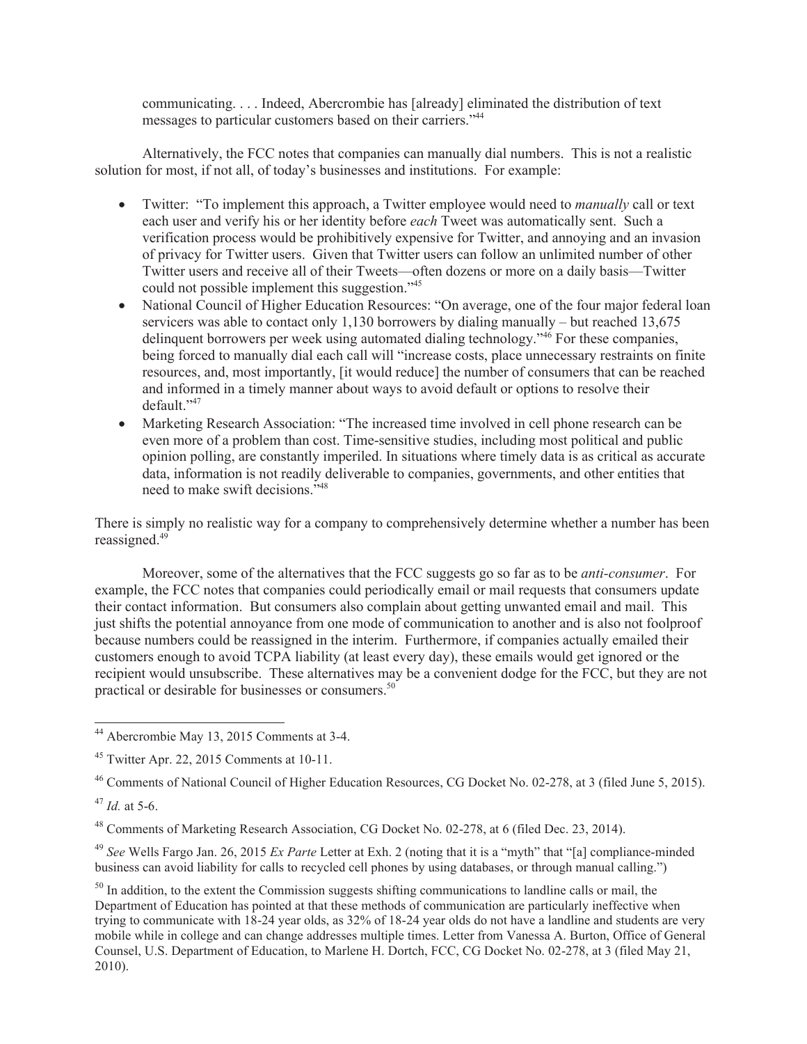communicating. . . . Indeed, Abercrombie has [already] eliminated the distribution of text messages to particular customers based on their carriers."[44]

Alternatively, the FCC notes that companies can manually dial numbers. This is not a realistic solution for most, if not all, of today's businesses and institutions. For example:

- Twitter: "To implement this approach, a Twitter employee would need to *manually* call or text each user and verify his or her identity before *each* Tweet was automatically sent. Such a verification process would be prohibitively expensive for Twitter, and annoying and an invasion of privacy for Twitter users. Given that Twitter users can follow an unlimited number of other Twitter users and receive all of their Tweets—often dozens or more on a daily basis—Twitter could not possible implement this suggestion."[45]
- National Council of Higher Education Resources: "On average, one of the four major federal loan servicers was able to contact only 1,130 borrowers by dialing manually – but reached 13,675 delinquent borrowers per week using automated dialing technology."[46] For these companies, being forced to manually dial each call will "increase costs, place unnecessary restraints on finite resources, and, most importantly, [it would reduce] the number of consumers that can be reached and informed in a timely manner about ways to avoid default or options to resolve their default."[47]
- Marketing Research Association: "The increased time involved in cell phone research can be even more of a problem than cost. Time-sensitive studies, including most political and public opinion polling, are constantly imperiled. In situations where timely data is as critical as accurate data, information is not readily deliverable to companies, governments, and other entities that need to make swift decisions."[48]

There is simply no realistic way for a company to comprehensively determine whether a number has been reassigned.[49]

Moreover, some of the alternatives that the FCC suggests go so far as to be *anti-consumer*. For example, the FCC notes that companies could periodically email or mail requests that consumers update their contact information. But consumers also complain about getting unwanted email and mail. This just shifts the potential annoyance from one mode of communication to another and is also not foolproof because numbers could be reassigned in the interim. Furthermore, if companies actually emailed their customers enough to avoid TCPA liability (at least every day), these emails would get ignored or the recipient would unsubscribe. These alternatives may be a convenient dodge for the FCC, but they are not practical or desirable for businesses or consumers.[50]

---

[44] Abercrombie May 13, 2015 Comments at 3-4.

[45] Twitter Apr. 22, 2015 Comments at 10-11.

[46] Comments of National Council of Higher Education Resources, CG Docket No. 02-278, at 3 (filed June 5, 2015).

[47] *Id.* at 5-6.

[48] Comments of Marketing Research Association, CG Docket No. 02-278, at 6 (filed Dec. 23, 2014).

[49] *See* Wells Fargo Jan. 26, 2015 *Ex Parte* Letter at Exh. 2 (noting that it is a "myth" that "[a] compliance-minded business can avoid liability for calls to recycled cell phones by using databases, or through manual calling.")

[50] In addition, to the extent the Commission suggests shifting communications to landline calls or mail, the Department of Education has pointed at that these methods of communication are particularly ineffective when trying to communicate with 18-24 year olds, as 32% of 18-24 year olds do not have a landline and students are very mobile while in college and can change addresses multiple times. Letter from Vanessa A. Burton, Office of General Counsel, U.S. Department of Education, to Marlene H. Dortch, FCC, CG Docket No. 02-278, at 3 (filed May 21, 2010).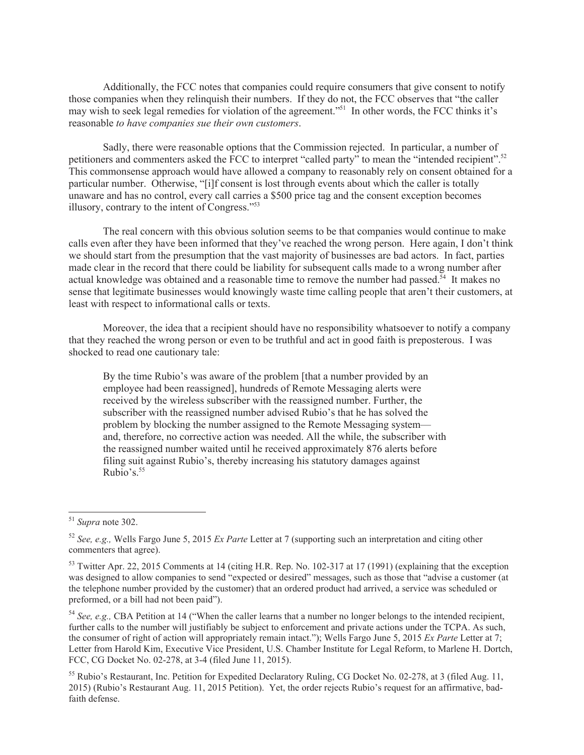Additionally, the FCC notes that companies could require consumers that give consent to notify those companies when they relinquish their numbers. If they do not, the FCC observes that "the caller may wish to seek legal remedies for violation of the agreement."[51] In other words, the FCC thinks it's reasonable *to have companies sue their own customers*.

Sadly, there were reasonable options that the Commission rejected. In particular, a number of petitioners and commenters asked the FCC to interpret "called party" to mean the "intended recipient".[52] This commonsense approach would have allowed a company to reasonably rely on consent obtained for a particular number. Otherwise, "[i]f consent is lost through events about which the caller is totally unaware and has no control, every call carries a $500 price tag and the consent exception becomes illusory, contrary to the intent of Congress."[53]

The real concern with this obvious solution seems to be that companies would continue to make calls even after they have been informed that they've reached the wrong person. Here again, I don't think we should start from the presumption that the vast majority of businesses are bad actors. In fact, parties made clear in the record that there could be liability for subsequent calls made to a wrong number after actual knowledge was obtained and a reasonable time to remove the number had passed.[54] It makes no sense that legitimate businesses would knowingly waste time calling people that aren't their customers, at least with respect to informational calls or texts.

Moreover, the idea that a recipient should have no responsibility whatsoever to notify a company that they reached the wrong person or even to be truthful and act in good faith is preposterous. I was shocked to read one cautionary tale:

> By the time Rubio's was aware of the problem [that a number provided by an employee had been reassigned], hundreds of Remote Messaging alerts were received by the wireless subscriber with the reassigned number. Further, the subscriber with the reassigned number advised Rubio's that he has solved the problem by blocking the number assigned to the Remote Messaging system—and, therefore, no corrective action was needed. All the while, the subscriber with the reassigned number waited until he received approximately 876 alerts before filing suit against Rubio's, thereby increasing his statutory damages against Rubio's.[55]

---

[51] *Supra* note 302.

[52] *See, e.g.,* Wells Fargo June 5, 2015 *Ex Parte* Letter at 7 (supporting such an interpretation and citing other commenters that agree).

[53] Twitter Apr. 22, 2015 Comments at 14 (citing H.R. Rep. No. 102-317 at 17 (1991) (explaining that the exception was designed to allow companies to send "expected or desired" messages, such as those that "advise a customer (at the telephone number provided by the customer) that an ordered product had arrived, a service was scheduled or preformed, or a bill had not been paid").

[54] *See, e.g.,* CBA Petition at 14 ("When the caller learns that a number no longer belongs to the intended recipient, further calls to the number will justifiably be subject to enforcement and private actions under the TCPA. As such, the consumer of right of action will appropriately remain intact."); Wells Fargo June 5, 2015 *Ex Parte* Letter at 7; Letter from Harold Kim, Executive Vice President, U.S. Chamber Institute for Legal Reform, to Marlene H. Dortch, FCC, CG Docket No. 02-278, at 3-4 (filed June 11, 2015).

[55] Rubio's Restaurant, Inc. Petition for Expedited Declaratory Ruling, CG Docket No. 02-278, at 3 (filed Aug. 11, 2015) (Rubio's Restaurant Aug. 11, 2015 Petition). Yet, the order rejects Rubio's request for an affirmative, bad-faith defense.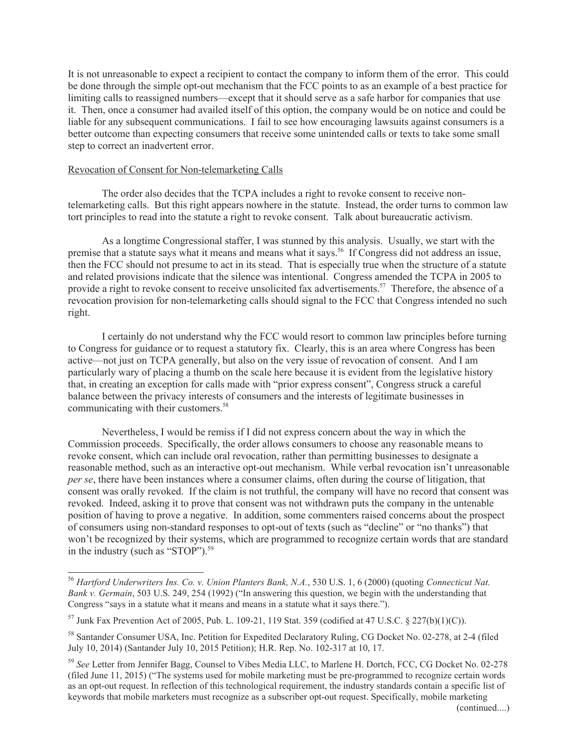It is not unreasonable to expect a recipient to contact the company to inform them of the error. This could be done through the simple opt-out mechanism that the FCC points to as an example of a best practice for limiting calls to reassigned numbers—except that it should serve as a safe harbor for companies that use it. Then, once a consumer had availed itself of this option, the company would be on notice and could be liable for any subsequent communications. I fail to see how encouraging lawsuits against consumers is a better outcome than expecting consumers that receive some unintended calls or texts to take some small step to correct an inadvertent error.

Revocation of Consent for Non-telemarketing Calls

The order also decides that the TCPA includes a right to revoke consent to receive non-telemarketing calls. But this right appears nowhere in the statute. Instead, the order turns to common law tort principles to read into the statute a right to revoke consent. Talk about bureaucratic activism.

As a longtime Congressional staffer, I was stunned by this analysis. Usually, we start with the premise that a statute says what it means and means what it says.[56] If Congress did not address an issue, then the FCC should not presume to act in its stead. That is especially true when the structure of a statute and related provisions indicate that the silence was intentional. Congress amended the TCPA in 2005 to provide a right to revoke consent to receive unsolicited fax advertisements.[57] Therefore, the absence of a revocation provision for non-telemarketing calls should signal to the FCC that Congress intended no such right.

I certainly do not understand why the FCC would resort to common law principles before turning to Congress for guidance or to request a statutory fix. Clearly, this is an area where Congress has been active—not just on TCPA generally, but also on the very issue of revocation of consent. And I am particularly wary of placing a thumb on the scale here because it is evident from the legislative history that, in creating an exception for calls made with "prior express consent", Congress struck a careful balance between the privacy interests of consumers and the interests of legitimate businesses in communicating with their customers.[58]

Nevertheless, I would be remiss if I did not express concern about the way in which the Commission proceeds. Specifically, the order allows consumers to choose any reasonable means to revoke consent, which can include oral revocation, rather than permitting businesses to designate a reasonable method, such as an interactive opt-out mechanism. While verbal revocation isn't unreasonable *per se*, there have been instances where a consumer claims, often during the course of litigation, that consent was orally revoked. If the claim is not truthful, the company will have no record that consent was revoked. Indeed, asking it to prove that consent was not withdrawn puts the company in the untenable position of having to prove a negative. In addition, some commenters raised concerns about the prospect of consumers using non-standard responses to opt-out of texts (such as "decline" or "no thanks") that won't be recognized by their systems, which are programmed to recognize certain words that are standard in the industry (such as "STOP").[59]

---

[56] *Hartford Underwriters Ins. Co. v. Union Planters Bank, N.A.*, 530 U.S. 1, 6 (2000) (quoting *Connecticut Nat. Bank v. Germain*, 503 U.S. 249, 254 (1992) ("In answering this question, we begin with the understanding that Congress "says in a statute what it means and means in a statute what it says there.").

[57] Junk Fax Prevention Act of 2005, Pub. L. 109-21, 119 Stat. 359 (codified at 47 U.S.C. § 227(b)(1)(C)).

[58] Santander Consumer USA, Inc. Petition for Expedited Declaratory Ruling, CG Docket No. 02-278, at 2-4 (filed July 10, 2014) (Santander July 10, 2015 Petition); H.R. Rep. No. 102-317 at 10, 17.

[59] *See* Letter from Jennifer Bagg, Counsel to Vibes Media LLC, to Marlene H. Dortch, FCC, CG Docket No. 02-278 (filed June 11, 2015) ("The systems used for mobile marketing must be pre-programmed to recognize certain words as an opt-out request. In reflection of this technological requirement, the industry standards contain a specific list of keywords that mobile marketers must recognize as a subscriber opt-out request. Specifically, mobile marketing

(continued....)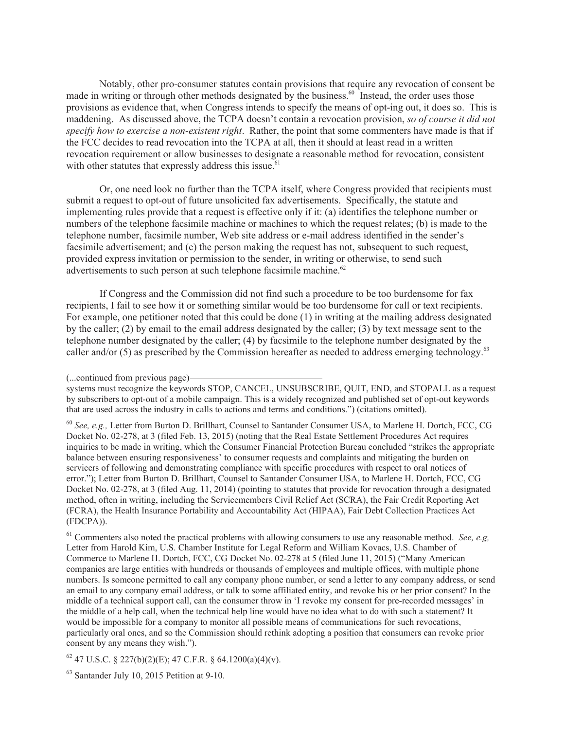Notably, other pro-consumer statutes contain provisions that require any revocation of consent be made in writing or through other methods designated by the business.[60] Instead, the order uses those provisions as evidence that, when Congress intends to specify the means of opt-ing out, it does so. This is maddening. As discussed above, the TCPA doesn't contain a revocation provision, *so of course it did not specify how to exercise a non-existent right*. Rather, the point that some commenters have made is that if the FCC decides to read revocation into the TCPA at all, then it should at least read in a written revocation requirement or allow businesses to designate a reasonable method for revocation, consistent with other statutes that expressly address this issue.[61]

Or, one need look no further than the TCPA itself, where Congress provided that recipients must submit a request to opt-out of future unsolicited fax advertisements. Specifically, the statute and implementing rules provide that a request is effective only if it: (a) identifies the telephone number or numbers of the telephone facsimile machine or machines to which the request relates; (b) is made to the telephone number, facsimile number, Web site address or e-mail address identified in the sender's facsimile advertisement; and (c) the person making the request has not, subsequent to such request, provided express invitation or permission to the sender, in writing or otherwise, to send such advertisements to such person at such telephone facsimile machine.[62]

If Congress and the Commission did not find such a procedure to be too burdensome for fax recipients, I fail to see how it or something similar would be too burdensome for call or text recipients. For example, one petitioner noted that this could be done (1) in writing at the mailing address designated by the caller; (2) by email to the email address designated by the caller; (3) by text message sent to the telephone number designated by the caller; (4) by facsimile to the telephone number designated by the caller and/or (5) as prescribed by the Commission hereafter as needed to address emerging technology.[63]

(...continued from previous page)

systems must recognize the keywords STOP, CANCEL, UNSUBSCRIBE, QUIT, END, and STOPALL as a request by subscribers to opt-out of a mobile campaign. This is a widely recognized and published set of opt-out keywords that are used across the industry in calls to actions and terms and conditions.") (citations omitted).

[60] *See, e.g.,* Letter from Burton D. Brillhart, Counsel to Santander Consumer USA, to Marlene H. Dortch, FCC, CG Docket No. 02-278, at 3 (filed Feb. 13, 2015) (noting that the Real Estate Settlement Procedures Act requires inquiries to be made in writing, which the Consumer Financial Protection Bureau concluded "strikes the appropriate balance between ensuring responsiveness' to consumer requests and complaints and mitigating the burden on servicers of following and demonstrating compliance with specific procedures with respect to oral notices of error."); Letter from Burton D. Brillhart, Counsel to Santander Consumer USA, to Marlene H. Dortch, FCC, CG Docket No. 02-278, at 3 (filed Aug. 11, 2014) (pointing to statutes that provide for revocation through a designated method, often in writing, including the Servicemembers Civil Relief Act (SCRA), the Fair Credit Reporting Act (FCRA), the Health Insurance Portability and Accountability Act (HIPAA), Fair Debt Collection Practices Act (FDCPA)).

[61] Commenters also noted the practical problems with allowing consumers to use any reasonable method. *See, e.g,* Letter from Harold Kim, U.S. Chamber Institute for Legal Reform and William Kovacs, U.S. Chamber of Commerce to Marlene H. Dortch, FCC, CG Docket No. 02-278 at 5 (filed June 11, 2015) ("Many American companies are large entities with hundreds or thousands of employees and multiple offices, with multiple phone numbers. Is someone permitted to call any company phone number, or send a letter to any company address, or send an email to any company email address, or talk to some affiliated entity, and revoke his or her prior consent? In the middle of a technical support call, can the consumer throw in 'I revoke my consent for pre-recorded messages' in the middle of a help call, when the technical help line would have no idea what to do with such a statement? It would be impossible for a company to monitor all possible means of communications for such revocations, particularly oral ones, and so the Commission should rethink adopting a position that consumers can revoke prior consent by any means they wish.").

[62] 47 U.S.C. § 227(b)(2)(E); 47 C.F.R. § 64.1200(a)(4)(v).

[63] Santander July 10, 2015 Petition at 9-10.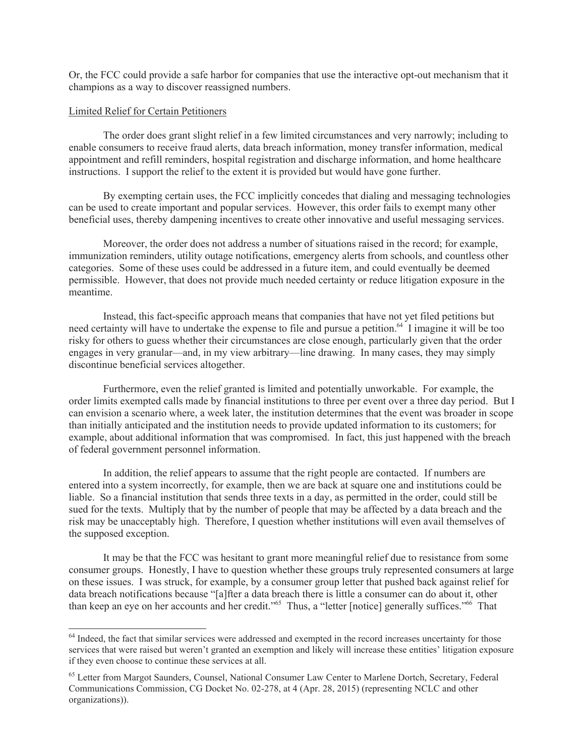Or, the FCC could provide a safe harbor for companies that use the interactive opt-out mechanism that it champions as a way to discover reassigned numbers.

Limited Relief for Certain Petitioners

The order does grant slight relief in a few limited circumstances and very narrowly; including to enable consumers to receive fraud alerts, data breach information, money transfer information, medical appointment and refill reminders, hospital registration and discharge information, and home healthcare instructions. I support the relief to the extent it is provided but would have gone further.

By exempting certain uses, the FCC implicitly concedes that dialing and messaging technologies can be used to create important and popular services. However, this order fails to exempt many other beneficial uses, thereby dampening incentives to create other innovative and useful messaging services.

Moreover, the order does not address a number of situations raised in the record; for example, immunization reminders, utility outage notifications, emergency alerts from schools, and countless other categories. Some of these uses could be addressed in a future item, and could eventually be deemed permissible. However, that does not provide much needed certainty or reduce litigation exposure in the meantime.

Instead, this fact-specific approach means that companies that have not yet filed petitions but need certainty will have to undertake the expense to file and pursue a petition.[64] I imagine it will be too risky for others to guess whether their circumstances are close enough, particularly given that the order engages in very granular—and, in my view arbitrary—line drawing. In many cases, they may simply discontinue beneficial services altogether.

Furthermore, even the relief granted is limited and potentially unworkable. For example, the order limits exempted calls made by financial institutions to three per event over a three day period. But I can envision a scenario where, a week later, the institution determines that the event was broader in scope than initially anticipated and the institution needs to provide updated information to its customers; for example, about additional information that was compromised. In fact, this just happened with the breach of federal government personnel information.

In addition, the relief appears to assume that the right people are contacted. If numbers are entered into a system incorrectly, for example, then we are back at square one and institutions could be liable. So a financial institution that sends three texts in a day, as permitted in the order, could still be sued for the texts. Multiply that by the number of people that may be affected by a data breach and the risk may be unacceptably high. Therefore, I question whether institutions will even avail themselves of the supposed exception.

It may be that the FCC was hesitant to grant more meaningful relief due to resistance from some consumer groups. Honestly, I have to question whether these groups truly represented consumers at large on these issues. I was struck, for example, by a consumer group letter that pushed back against relief for data breach notifications because "[a]fter a data breach there is little a consumer can do about it, other than keep an eye on her accounts and her credit."[65] Thus, a "letter [notice] generally suffices."[66] That

---

[64] Indeed, the fact that similar services were addressed and exempted in the record increases uncertainty for those services that were raised but weren't granted an exemption and likely will increase these entities' litigation exposure if they even choose to continue these services at all.

[65] Letter from Margot Saunders, Counsel, National Consumer Law Center to Marlene Dortch, Secretary, Federal Communications Commission, CG Docket No. 02-278, at 4 (Apr. 28, 2015) (representing NCLC and other organizations)).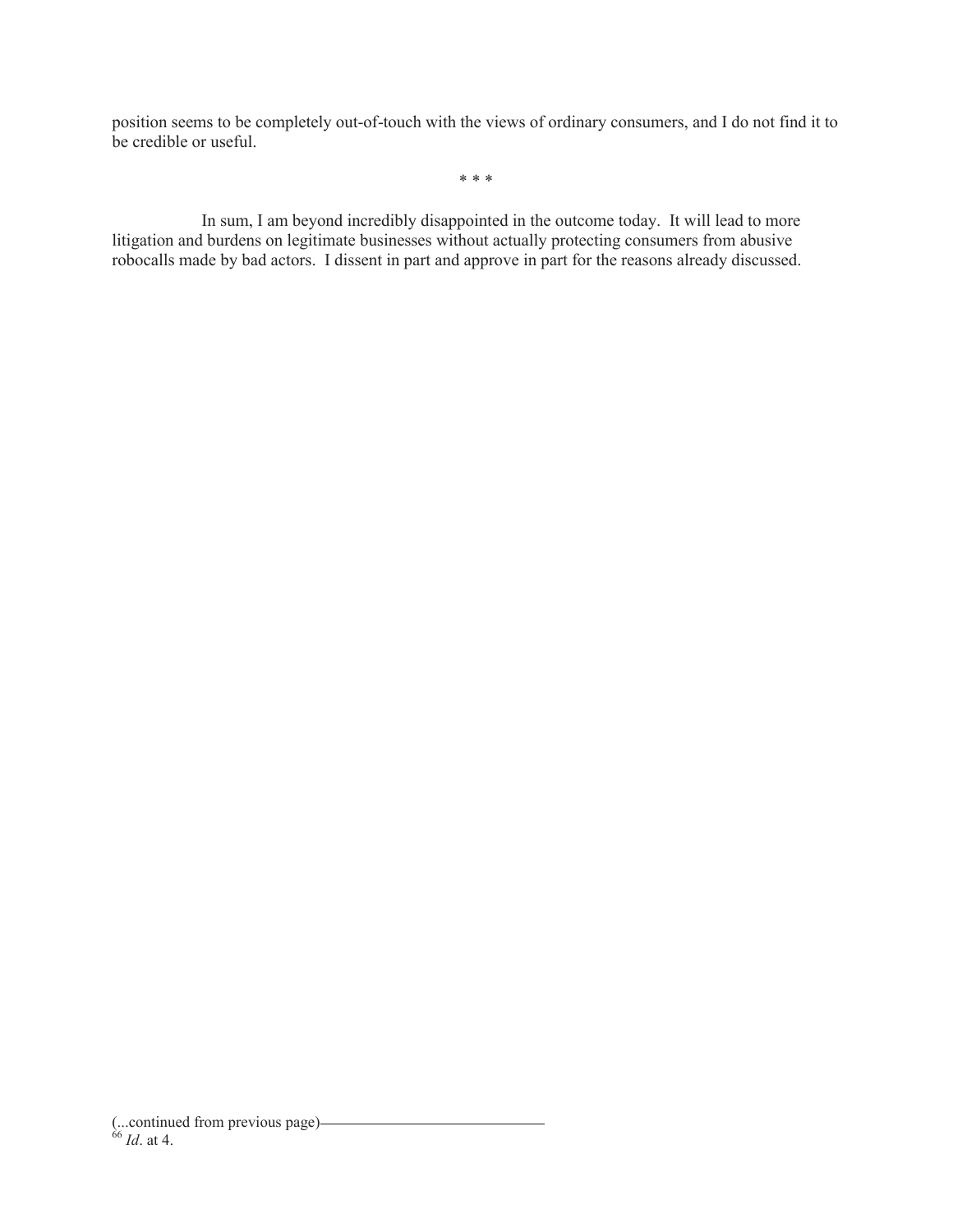position seems to be completely out-of-touch with the views of ordinary consumers, and I do not find it to be credible or useful.

* * *

In sum, I am beyond incredibly disappointed in the outcome today. It will lead to more litigation and burdens on legitimate businesses without actually protecting consumers from abusive robocalls made by bad actors. I dissent in part and approve in part for the reasons already discussed.

(...continued from previous page)

[66] *Id*. at 4.